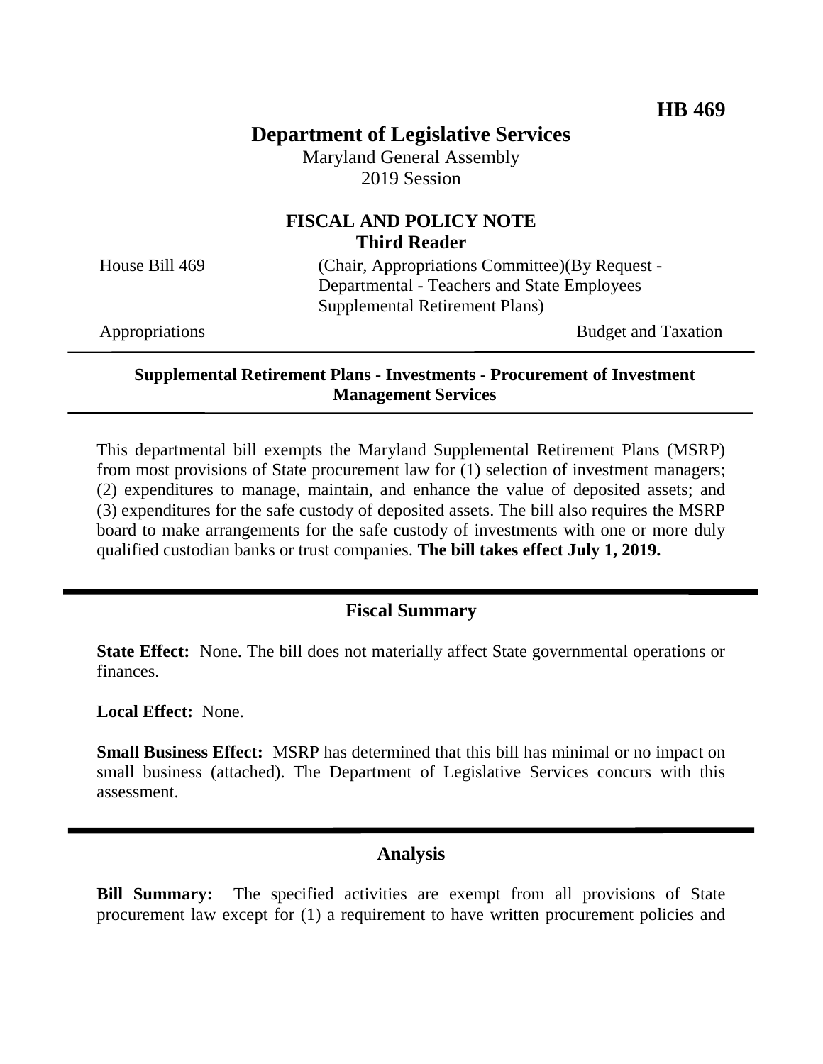**HB 469**

# Department of Legislative Services

Maryland General Assembly
2019 Session

## FISCAL AND POLICY NOTE
**Third Reader**

House Bill 469 (Chair, Appropriations Committee)(By Request - Departmental - Teachers and State Employees Supplemental Retirement Plans)

Appropriations Budget and Taxation

---

**Supplemental Retirement Plans - Investments - Procurement of Investment Management Services**

---

This departmental bill exempts the Maryland Supplemental Retirement Plans (MSRP) from most provisions of State procurement law for (1) selection of investment managers; (2) expenditures to manage, maintain, and enhance the value of deposited assets; and (3) expenditures for the safe custody of deposited assets. The bill also requires the MSRP board to make arrangements for the safe custody of investments with one or more duly qualified custodian banks or trust companies. **The bill takes effect July 1, 2019.**

## Fiscal Summary

**State Effect:** None. The bill does not materially affect State governmental operations or finances.

**Local Effect:** None.

**Small Business Effect:** MSRP has determined that this bill has minimal or no impact on small business (attached). The Department of Legislative Services concurs with this assessment.

## Analysis

**Bill Summary:** The specified activities are exempt from all provisions of State procurement law except for (1) a requirement to have written procurement policies and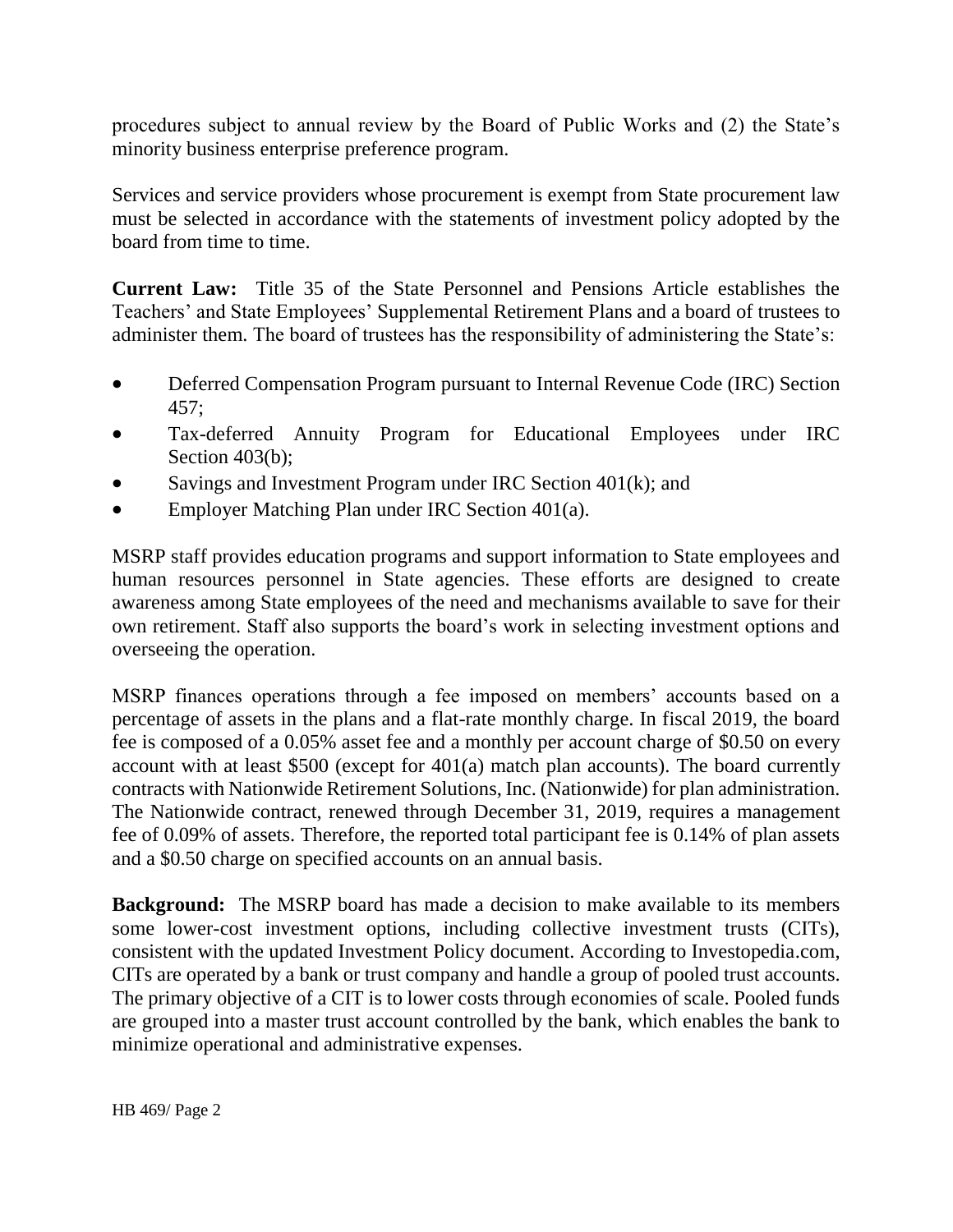procedures subject to annual review by the Board of Public Works and (2) the State's minority business enterprise preference program.

Services and service providers whose procurement is exempt from State procurement law must be selected in accordance with the statements of investment policy adopted by the board from time to time.

**Current Law:** Title 35 of the State Personnel and Pensions Article establishes the Teachers' and State Employees' Supplemental Retirement Plans and a board of trustees to administer them. The board of trustees has the responsibility of administering the State's:

- Deferred Compensation Program pursuant to Internal Revenue Code (IRC) Section 457;
- Tax-deferred Annuity Program for Educational Employees under IRC Section 403(b);
- Savings and Investment Program under IRC Section 401(k); and
- Employer Matching Plan under IRC Section 401(a).

MSRP staff provides education programs and support information to State employees and human resources personnel in State agencies. These efforts are designed to create awareness among State employees of the need and mechanisms available to save for their own retirement. Staff also supports the board's work in selecting investment options and overseeing the operation.

MSRP finances operations through a fee imposed on members' accounts based on a percentage of assets in the plans and a flat-rate monthly charge. In fiscal 2019, the board fee is composed of a 0.05% asset fee and a monthly per account charge of $0.50 on every account with at least $500 (except for 401(a) match plan accounts). The board currently contracts with Nationwide Retirement Solutions, Inc. (Nationwide) for plan administration. The Nationwide contract, renewed through December 31, 2019, requires a management fee of 0.09% of assets. Therefore, the reported total participant fee is 0.14% of plan assets and a $0.50 charge on specified accounts on an annual basis.

**Background:** The MSRP board has made a decision to make available to its members some lower-cost investment options, including collective investment trusts (CITs), consistent with the updated Investment Policy document. According to Investopedia.com, CITs are operated by a bank or trust company and handle a group of pooled trust accounts. The primary objective of a CIT is to lower costs through economies of scale. Pooled funds are grouped into a master trust account controlled by the bank, which enables the bank to minimize operational and administrative expenses.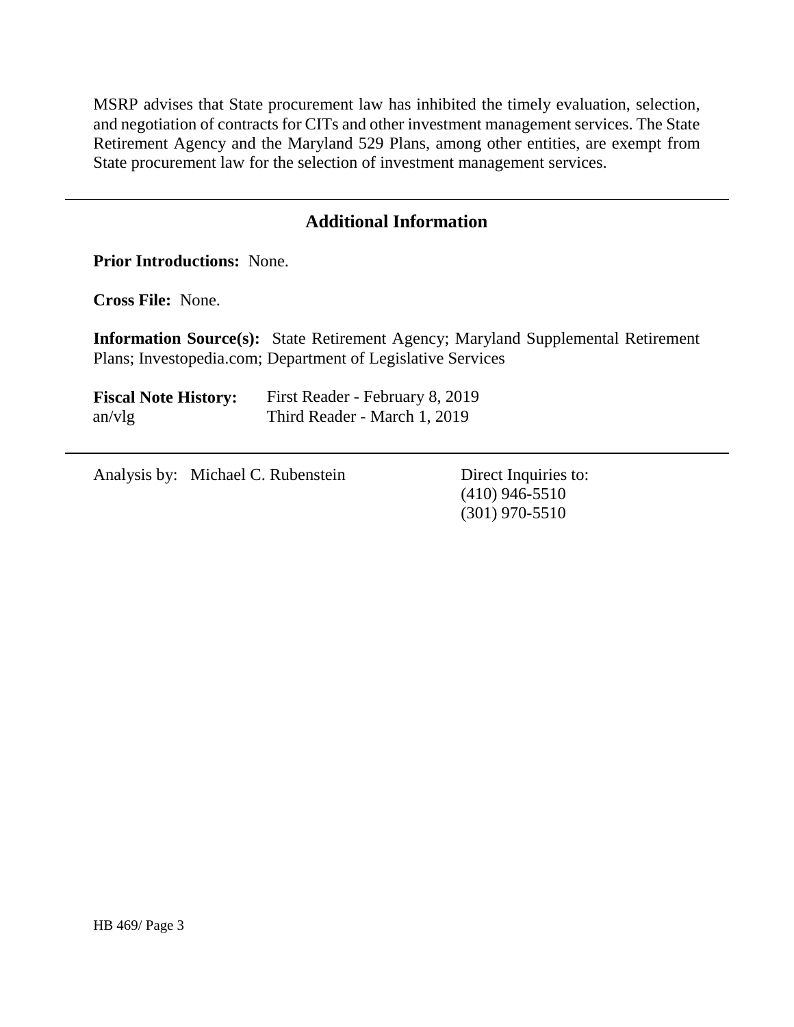MSRP advises that State procurement law has inhibited the timely evaluation, selection, and negotiation of contracts for CITs and other investment management services. The State Retirement Agency and the Maryland 529 Plans, among other entities, are exempt from State procurement law for the selection of investment management services.

---

## Additional Information

**Prior Introductions:** None.

**Cross File:** None.

**Information Source(s):** State Retirement Agency; Maryland Supplemental Retirement Plans; Investopedia.com; Department of Legislative Services

**Fiscal Note History:** First Reader - February 8, 2019
an/vlg Third Reader - March 1, 2019

---

Analysis by: Michael C. Rubenstein

Direct Inquiries to:
(410) 946-5510
(301) 970-5510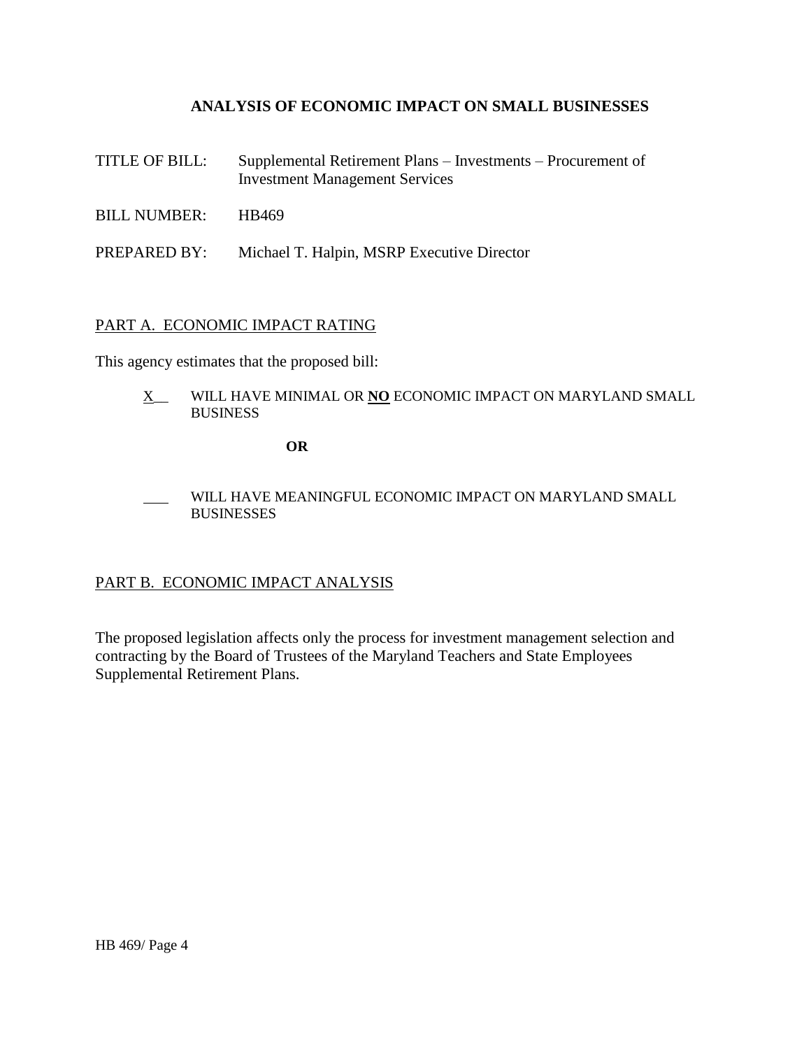**ANALYSIS OF ECONOMIC IMPACT ON SMALL BUSINESSES**

TITLE OF BILL: Supplemental Retirement Plans – Investments – Procurement of Investment Management Services

BILL NUMBER: HB469

PREPARED BY: Michael T. Halpin, MSRP Executive Director

PART A. ECONOMIC IMPACT RATING

This agency estimates that the proposed bill:

X__ WILL HAVE MINIMAL OR **NO** ECONOMIC IMPACT ON MARYLAND SMALL BUSINESS

**OR**

___ WILL HAVE MEANINGFUL ECONOMIC IMPACT ON MARYLAND SMALL BUSINESSES

PART B. ECONOMIC IMPACT ANALYSIS

The proposed legislation affects only the process for investment management selection and contracting by the Board of Trustees of the Maryland Teachers and State Employees Supplemental Retirement Plans.